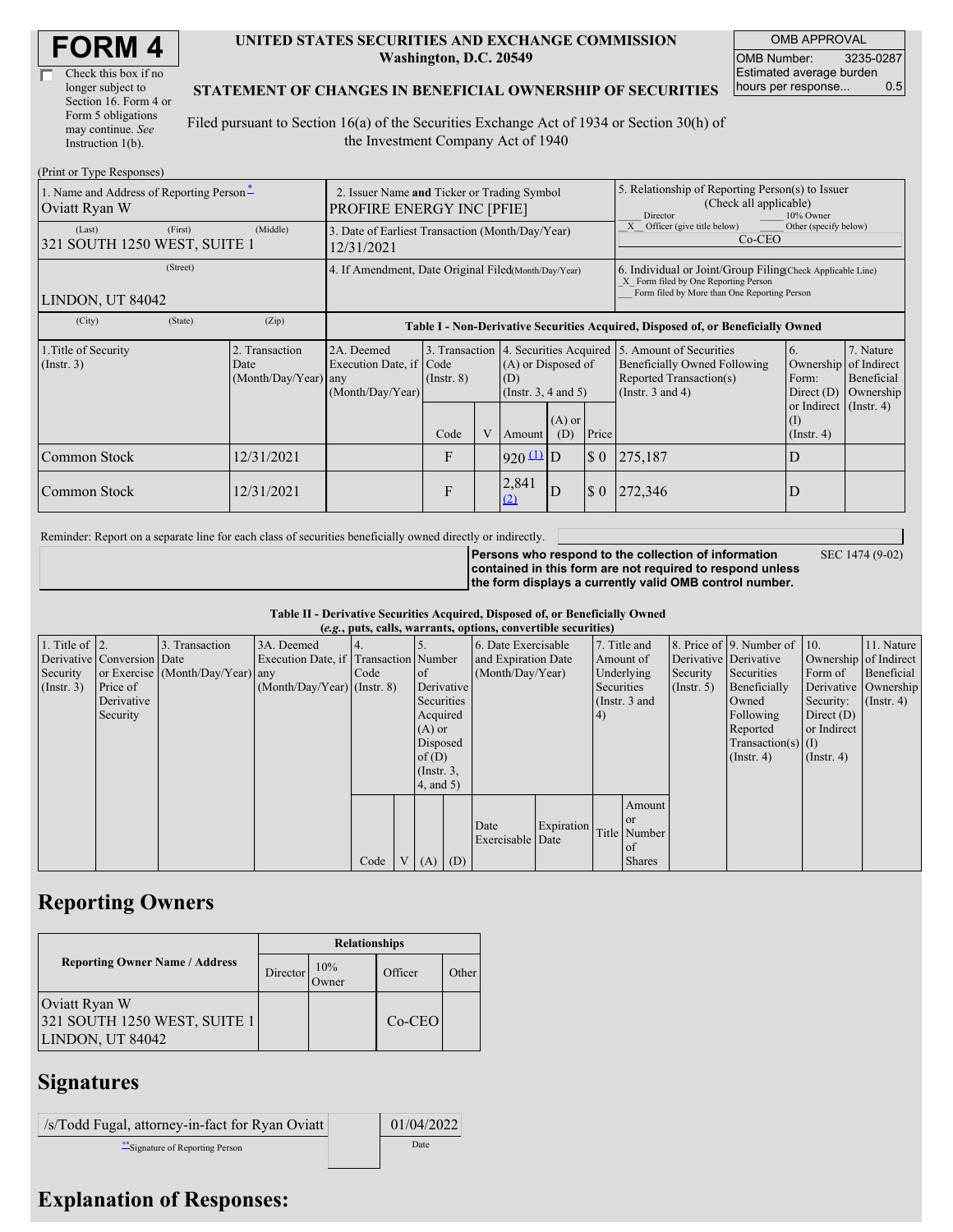# FORM 4

☐ Check this box if no longer subject to Section 16. Form 4 or Form 5 obligations may continue. *See* Instruction 1(b).

**UNITED STATES SECURITIES AND EXCHANGE COMMISSION**
**Washington, D.C. 20549**

**STATEMENT OF CHANGES IN BENEFICIAL OWNERSHIP OF SECURITIES**

Filed pursuant to Section 16(a) of the Securities Exchange Act of 1934 or Section 30(h) of the Investment Company Act of 1940

| OMB APPROVAL | |
|---|---|
| OMB Number: | 3235-0287 |
| Estimated average burden hours per response... | 0.5 |

(Print or Type Responses)

| 1. Name and Address of Reporting Person* | 2. Issuer Name and Ticker or Trading Symbol | 5. Relationship of Reporting Person(s) to Issuer (Check all applicable) |
|---|---|---|
| Oviatt Ryan W | PROFIRE ENERGY INC [PFIE] | ___ Director ___ 10% Owner |
| (Last) (First) (Middle) 321 SOUTH 1250 WEST, SUITE 1 | 3. Date of Earliest Transaction (Month/Day/Year) 12/31/2021 | _X_ Officer (give title below) ___ Other (specify below) Co-CEO |
| (Street) LINDON, UT 84042 | 4. If Amendment, Date Original Filed (Month/Day/Year) | 6. Individual or Joint/Group Filing (Check Applicable Line) _X_ Form filed by One Reporting Person ___ Form filed by More than One Reporting Person |
| (City) (State) (Zip) | | |

**Table I - Non-Derivative Securities Acquired, Disposed of, or Beneficially Owned**

| 1.Title of Security (Instr. 3) | 2. Transaction Date (Month/Day/Year) | 2A. Deemed Execution Date, if any (Month/Day/Year) | 3. Transaction Code (Instr. 8) | | 4. Securities Acquired (A) or Disposed of (D) (Instr. 3, 4 and 5) | | | 5. Amount of Securities Beneficially Owned Following Reported Transaction(s) (Instr. 3 and 4) | 6. Ownership Form: Direct (D) or Indirect (I) (Instr. 4) | 7. Nature of Indirect Beneficial Ownership (Instr. 4) |
|---|---|---|---|---|---|---|---|---|---|---|
| | | | Code | V | Amount | (A) or (D) | Price | | | |
| Common Stock | 12/31/2021 | | F | | 920 (1) | D | $ 0 | 275,187 | D | |
| Common Stock | 12/31/2021 | | F | | 2,841 (2) | D | $ 0 | 272,346 | D | |

Reminder: Report on a separate line for each class of securities beneficially owned directly or indirectly.

**Persons who respond to the collection of information contained in this form are not required to respond unless the form displays a currently valid OMB control number.** SEC 1474 (9-02)

**Table II - Derivative Securities Acquired, Disposed of, or Beneficially Owned**
**(*e.g.*, puts, calls, warrants, options, convertible securities)**

| 1. Title of Derivative Security (Instr. 3) | 2. Conversion or Exercise Price of Derivative Security | 3. Transaction Date (Month/Day/Year) | 3A. Deemed Execution Date, if any (Month/Day/Year) | 4. Transaction Code (Instr. 8) | | 5. Number of Derivative Securities Acquired (A) or Disposed of (D) (Instr. 3, 4, and 5) | | 6. Date Exercisable and Expiration Date (Month/Day/Year) | | 7. Title and Amount of Underlying Securities (Instr. 3 and 4) | | 8. Price of Derivative Security (Instr. 5) | 9. Number of Derivative Securities Beneficially Owned Following Reported Transaction(s) (Instr. 4) | 10. Ownership Form of Derivative Security: Direct (D) or Indirect (I) (Instr. 4) | 11. Nature of Indirect Beneficial Ownership (Instr. 4) |
|---|---|---|---|---|---|---|---|---|---|---|---|---|---|---|---|
| | | | | Code | V | (A) | (D) | Date Exercisable | Expiration Date | Title | Amount or Number of Shares | | | | |

## Reporting Owners

| Reporting Owner Name / Address | Relationships | | | |
|---|---|---|---|---|
| | Director | 10% Owner | Officer | Other |
| Oviatt Ryan W<br>321 SOUTH 1250 WEST, SUITE 1<br>LINDON, UT 84042 | | | Co-CEO | |

## Signatures

| /s/Todd Fugal, attorney-in-fact for Ryan Oviatt | 01/04/2022 |
|---|---|
| **Signature of Reporting Person | Date |

## Explanation of Responses: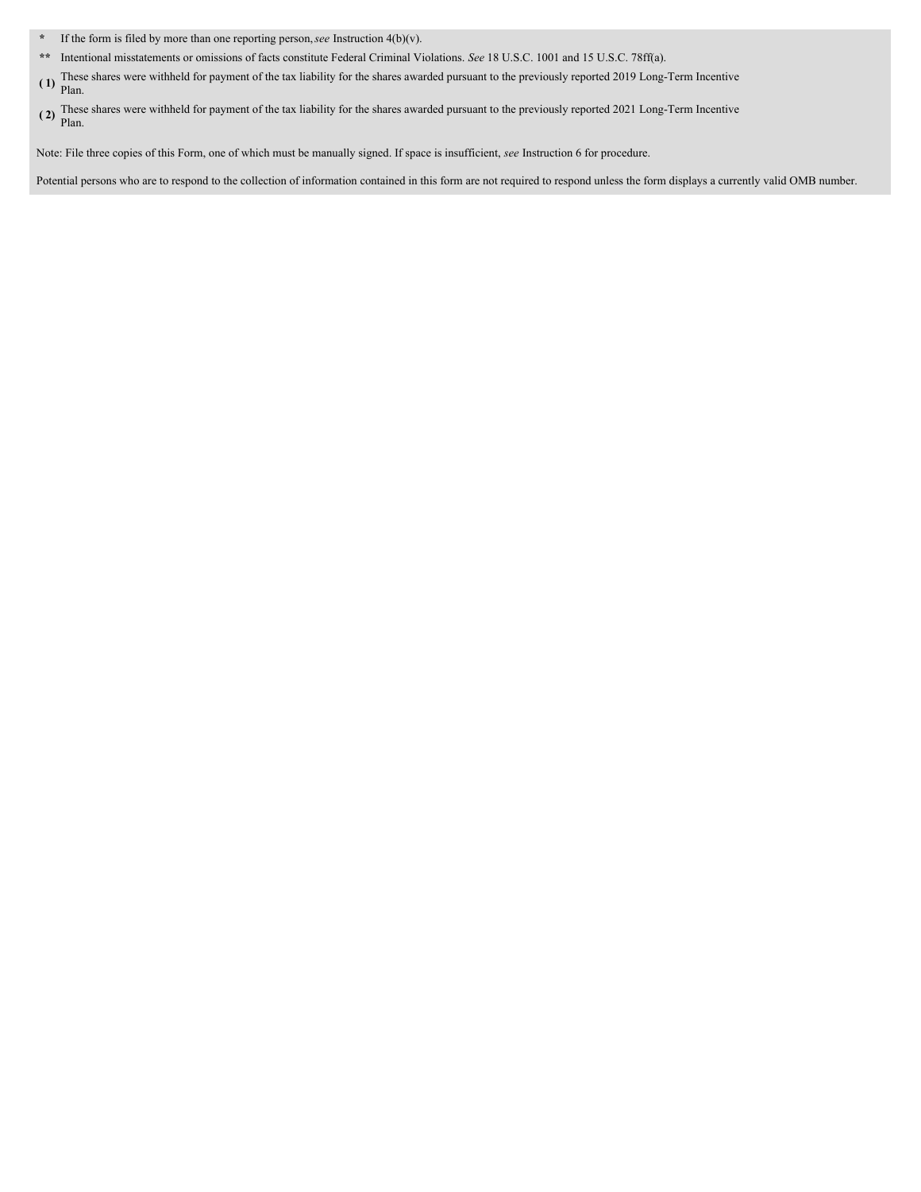\* If the form is filed by more than one reporting person, *see* Instruction 4(b)(v).

\*\* Intentional misstatements or omissions of facts constitute Federal Criminal Violations. *See* 18 U.S.C. 1001 and 15 U.S.C. 78ff(a).

**( 1)** These shares were withheld for payment of the tax liability for the shares awarded pursuant to the previously reported 2019 Long-Term Incentive Plan.

**( 2)** These shares were withheld for payment of the tax liability for the shares awarded pursuant to the previously reported 2021 Long-Term Incentive Plan.

Note: File three copies of this Form, one of which must be manually signed. If space is insufficient, *see* Instruction 6 for procedure.

Potential persons who are to respond to the collection of information contained in this form are not required to respond unless the form displays a currently valid OMB number.